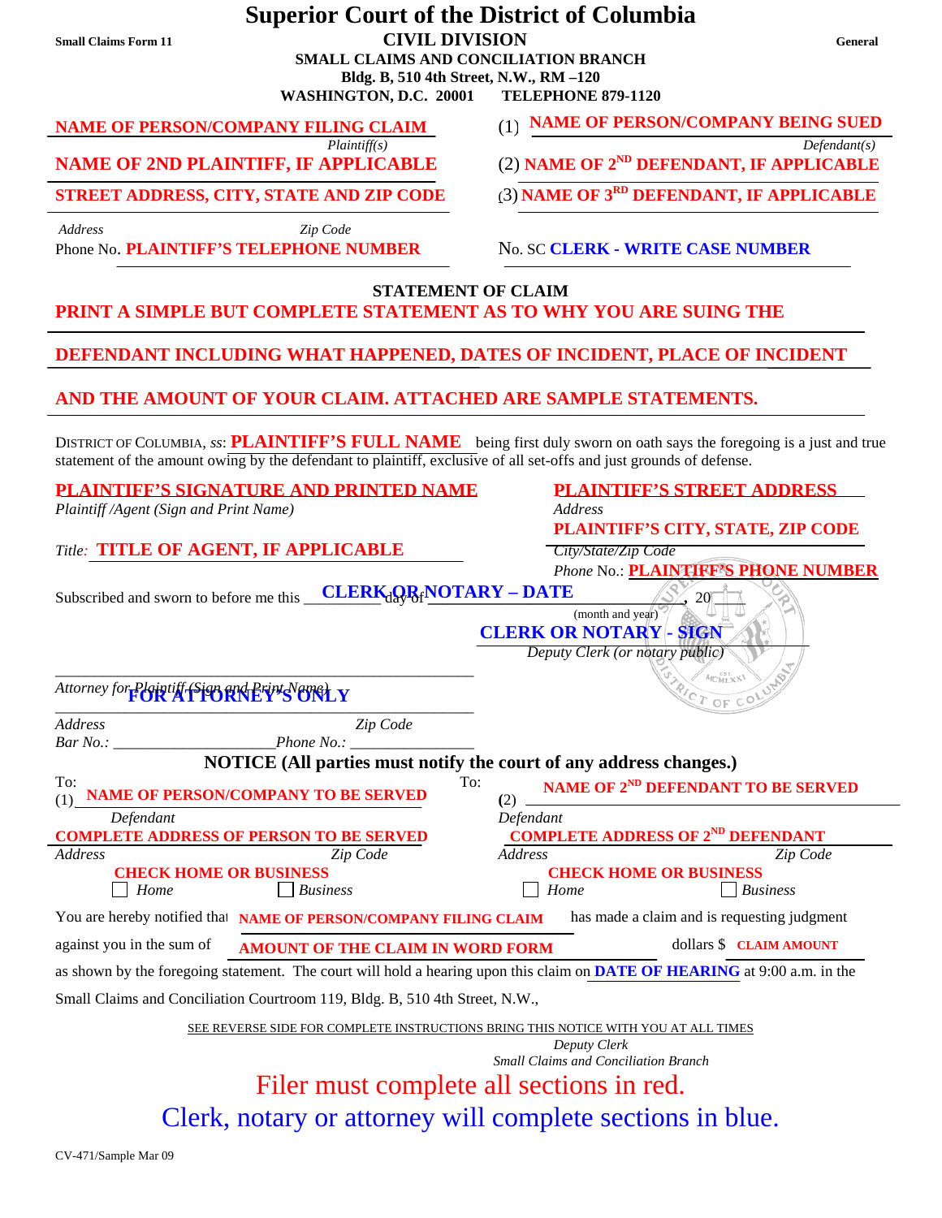Small Claims Form 11

# Superior Court of the District of Columbia

## CIVIL DIVISION

General

**SMALL CLAIMS AND CONCILIATION BRANCH**
**Bldg. B, 510 4th Street, N.W., RM –120**
**WASHINGTON, D.C. 20001 TELEPHONE 879-1120**

**NAME OF PERSON/COMPANY FILING CLAIM**
*Plaintiff(s)*

**NAME OF 2ND PLAINTIFF, IF APPLICABLE**

**STREET ADDRESS, CITY, STATE AND ZIP CODE**

*Address* *Zip Code*

Phone No. **PLAINTIFF'S TELEPHONE NUMBER**

(1) **NAME OF PERSON/COMPANY BEING SUED**
*Defendant(s)*

(2) **NAME OF 2ND DEFENDANT, IF APPLICABLE**

(3) **NAME OF 3RD DEFENDANT, IF APPLICABLE**

No. SC **CLERK - WRITE CASE NUMBER**

### STATEMENT OF CLAIM

**PRINT A SIMPLE BUT COMPLETE STATEMENT AS TO WHY YOU ARE SUING THE DEFENDANT INCLUDING WHAT HAPPENED, DATES OF INCIDENT, PLACE OF INCIDENT AND THE AMOUNT OF YOUR CLAIM. ATTACHED ARE SAMPLE STATEMENTS.**

DISTRICT OF COLUMBIA, *ss*: **PLAINTIFF'S FULL NAME** being first duly sworn on oath says the foregoing is a just and true statement of the amount owing by the defendant to plaintiff, exclusive of all set-offs and just grounds of defense.

**PLAINTIFF'S SIGNATURE AND PRINTED NAME**
*Plaintiff /Agent (Sign and Print Name)*

Title: **TITLE OF AGENT, IF APPLICABLE**

**PLAINTIFF'S STREET ADDRESS**
*Address*

**PLAINTIFF'S CITY, STATE, ZIP CODE**
*City/State/Zip Code*

*Phone* No.: **PLAINTIFF'S PHONE NUMBER**

Subscribed and sworn to before me this **CLERK OR NOTARY – DATE** day of __________ (month and year), 20____

**CLERK OR NOTARY - SIGN**
*Deputy Clerk (or notary public)*

_______________________________________
*Attorney for Plaintiff (Sign and Print Name)* **FOR ATTORNEY'S ONLY**

_______________________________________
*Address* *Zip Code*

*Bar No.:* ____________________ *Phone No.:* ________________

### NOTICE (All parties must notify the court of any address changes.)

To:
(1) **NAME OF PERSON/COMPANY TO BE SERVED**
*Defendant*
**COMPLETE ADDRESS OF PERSON TO BE SERVED**
*Address* *Zip Code*
**CHECK HOME OR BUSINESS**
☐ *Home* ☐ *Business*

To:
(2) **NAME OF 2ND DEFENDANT TO BE SERVED**
*Defendant*
**COMPLETE ADDRESS OF 2ND DEFENDANT**
*Address* *Zip Code*
**CHECK HOME OR BUSINESS**
☐ *Home* ☐ *Business*

You are hereby notified that **NAME OF PERSON/COMPANY FILING CLAIM** has made a claim and is requesting judgment against you in the sum of **AMOUNT OF THE CLAIM IN WORD FORM** dollars $ **CLAIM AMOUNT** as shown by the foregoing statement. The court will hold a hearing upon this claim on **DATE OF HEARING** at 9:00 a.m. in the Small Claims and Conciliation Courtroom 119, Bldg. B, 510 4th Street, N.W.,

SEE REVERSE SIDE FOR COMPLETE INSTRUCTIONS BRING THIS NOTICE WITH YOU AT ALL TIMES

*Deputy Clerk*
*Small Claims and Conciliation Branch*

Filer must complete all sections in red.

Clerk, notary or attorney will complete sections in blue.

CV-471/Sample Mar 09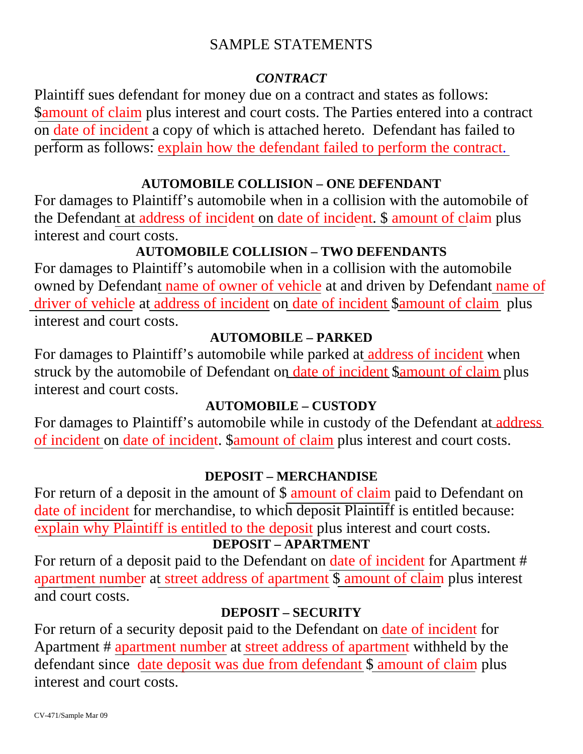# SAMPLE STATEMENTS

## *CONTRACT*

Plaintiff sues defendant for money due on a contract and states as follows: $amount of claim plus interest and court costs. The Parties entered into a contract on date of incident a copy of which is attached hereto. Defendant has failed to perform as follows: explain how the defendant failed to perform the contract.

## AUTOMOBILE COLLISION – ONE DEFENDANT

For damages to Plaintiff's automobile when in a collision with the automobile of the Defendant at address of incident on date of incident. $ amount of claim plus interest and court costs.

## AUTOMOBILE COLLISION – TWO DEFENDANTS

For damages to Plaintiff's automobile when in a collision with the automobile owned by Defendant name of owner of vehicle at and driven by Defendant name of driver of vehicle at address of incident on date of incident $amount of claim plus interest and court costs.

## AUTOMOBILE – PARKED

For damages to Plaintiff's automobile while parked at address of incident when struck by the automobile of Defendant on date of incident $amount of claim plus interest and court costs.

## AUTOMOBILE – CUSTODY

For damages to Plaintiff's automobile while in custody of the Defendant at address of incident on date of incident. $amount of claim plus interest and court costs.

## DEPOSIT – MERCHANDISE

For return of a deposit in the amount of $ amount of claim paid to Defendant on date of incident for merchandise, to which deposit Plaintiff is entitled because: explain why Plaintiff is entitled to the deposit plus interest and court costs.

## DEPOSIT – APARTMENT

For return of a deposit paid to the Defendant on date of incident for Apartment # apartment number at street address of apartment $ amount of claim plus interest and court costs.

## DEPOSIT – SECURITY

For return of a security deposit paid to the Defendant on date of incident for Apartment # apartment number at street address of apartment withheld by the defendant since date deposit was due from defendant $ amount of claim plus interest and court costs.

CV-471/Sample Mar 09